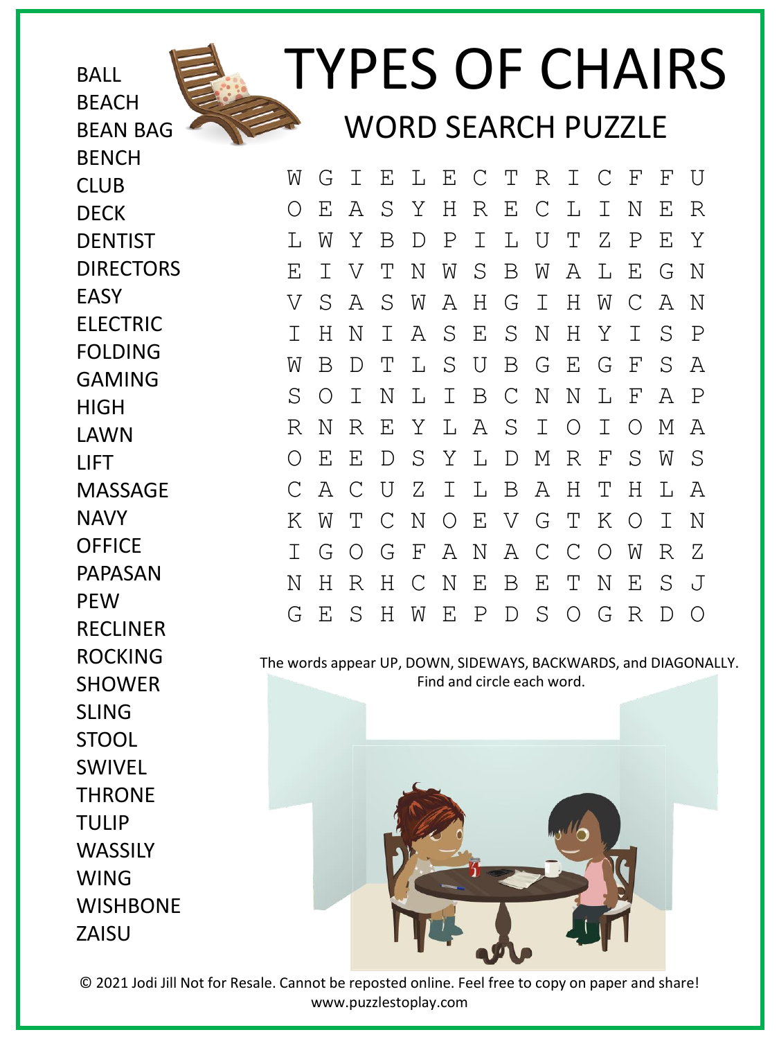# TYPES OF CHAIRS

## WORD SEARCH PUZZLE

- BALL
- BEACH
- BEAN BAG
- BENCH
- CLUB
- DECK
- DENTIST
- DIRECTORS
- EASY
- ELECTRIC
- FOLDING
- GAMING
- HIGH
- LAWN
- LIFT
- MASSAGE
- NAVY
- OFFICE
- PAPASAN
- PEW
- RECLINER
- ROCKING
- SHOWER
- SLING
- STOOL
- SWIVEL
- THRONE
- TULIP
- WASSILY
- WING
- WISHBONE
- ZAISU

```
W G I E L E C T R I C F F U
O E A S Y H R E C L I N E R
L W Y B D P I L U T Z P E Y
E I V T N W S B W A L E G N
V S A S W A H G I H W C A N
I H N I A S E S N H Y I S P
W B D T L S U B G E G F S A
S O I N L I B C N N L F A P
R N R E Y L A S I O I O M A
O E E D S Y L D M R F S W S
C A C U Z I L B A H T H L A
K W T C N O E V G T K O I N
I G O G F A N A C C O W R Z
N H R H C N E B E T N E S J
G E S H W E P D S O G R D O
```

The words appear UP, DOWN, SIDEWAYS, BACKWARDS, and DIAGONALLY. Find and circle each word.

© 2021 Jodi Jill Not for Resale. Cannot be reposted online. Feel free to copy on paper and share! www.puzzlestoplay.com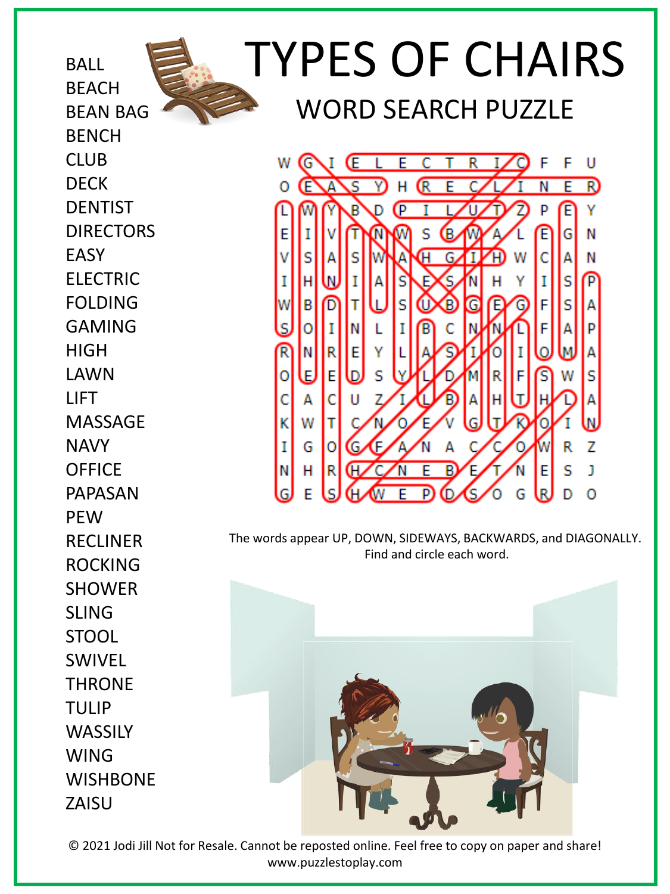# TYPES OF CHAIRS

## WORD SEARCH PUZZLE

BALL
BEACH
BEAN BAG
BENCH
CLUB
DECK
DENTIST
DIRECTORS
EASY
ELECTRIC
FOLDING
GAMING
HIGH
LAWN
LIFT
MASSAGE
NAVY
OFFICE
PAPASAN
PEW
RECLINER
ROCKING
SHOWER
SLING
STOOL
SWIVEL
THRONE
TULIP
WASSILY
WING
WISHBONE
ZAISU

| | | | | | | | | | | | | | |
|---|---|---|---|---|---|---|---|---|---|---|---|---|---|
| W | G | I | E | L | E | C | T | R | I | C | F | F | U |
| O | E | A | S | Y | H | R | E | C | L | I | N | E | R |
| L | W | Y | B | D | P | I | L | U | T | Z | P | E | Y |
| E | I | V | T | N | W | S | B | W | A | L | E | G | N |
| V | S | A | S | W | A | H | G | I | H | W | C | A | N |
| I | H | N | I | A | S | E | S | N | H | Y | I | S | P |
| W | B | D | T | L | S | U | B | G | E | G | F | S | A |
| S | O | I | N | L | I | B | C | N | N | L | F | A | P |
| R | N | R | E | Y | L | A | S | I | O | I | O | M | A |
| O | E | E | D | S | Y | L | D | M | R | F | S | W | S |
| C | A | C | U | Z | I | L | B | A | H | T | H | L | A |
| K | W | T | C | N | O | E | V | G | T | K | O | I | N |
| I | G | O | G | F | A | N | A | C | C | O | W | R | Z |
| N | H | R | H | C | N | E | B | E | T | N | E | S | J |
| G | E | S | H | W | E | P | D | S | O | G | R | D | O |

The words appear UP, DOWN, SIDEWAYS, BACKWARDS, and DIAGONALLY.
Find and circle each word.

© 2021 Jodi Jill Not for Resale. Cannot be reposted online. Feel free to copy on paper and share!
www.puzzlestoplay.com